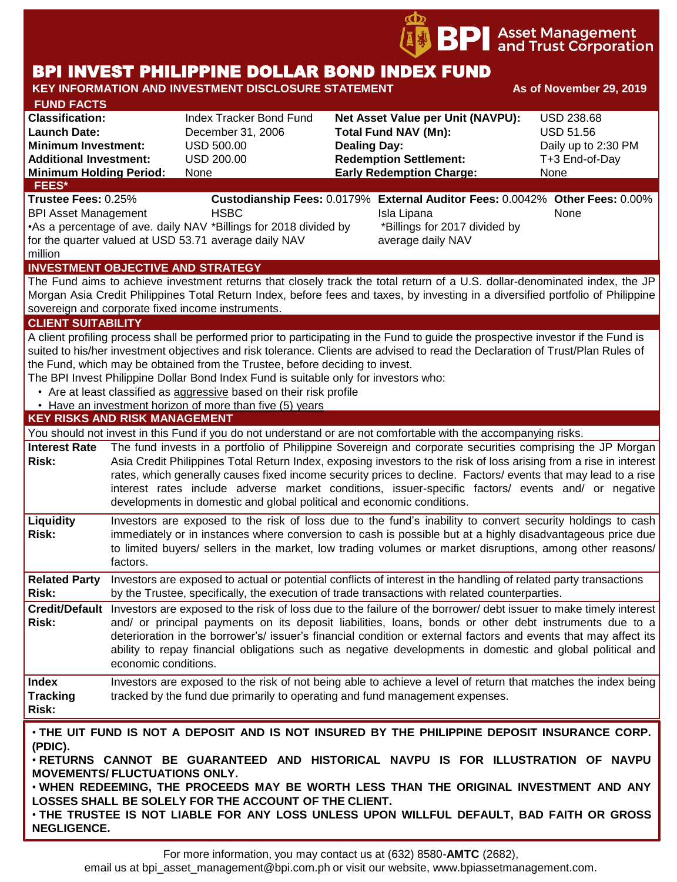BPI Asset Management and Trust Corporation

# BPI INVEST PHILIPPINE DOLLAR BOND INDEX FUND

**KEY INFORMATION AND INVESTMENT DISCLOSURE STATEMENT** **As of November 29, 2019**

## FUND FACTS

| | | | |
|---|---|---|---|
| **Classification:** | Index Tracker Bond Fund | **Net Asset Value per Unit (NAVPU):** | USD 238.68 |
| **Launch Date:** | December 31, 2006 | **Total Fund NAV (Mn):** | USD 51.56 |
| **Minimum Investment:** | USD 500.00 | **Dealing Day:** | Daily up to 2:30 PM |
| **Additional Investment:** | USD 200.00 | **Redemption Settlement:** | T+3 End-of-Day |
| **Minimum Holding Period:** | None | **Early Redemption Charge:** | None |

## FEES*

| **Trustee Fees:** 0.25% | **Custodianship Fees:** 0.0179% | **External Auditor Fees:** 0.0042% | **Other Fees:** 0.00% |
|---|---|---|---|
| BPI Asset Management | HSBC | Isla Lipana | None |
| •As a percentage of ave. daily NAV for the quarter valued at USD 53.71 million | *Billings for 2018 divided by average daily NAV | *Billings for 2017 divided by average daily NAV | |

## INVESTMENT OBJECTIVE AND STRATEGY

The Fund aims to achieve investment returns that closely track the total return of a U.S. dollar-denominated index, the JP Morgan Asia Credit Philippines Total Return Index, before fees and taxes, by investing in a diversified portfolio of Philippine sovereign and corporate fixed income instruments.

## CLIENT SUITABILITY

A client profiling process shall be performed prior to participating in the Fund to guide the prospective investor if the Fund is suited to his/her investment objectives and risk tolerance. Clients are advised to read the Declaration of Trust/Plan Rules of the Fund, which may be obtained from the Trustee, before deciding to invest.

The BPI Invest Philippine Dollar Bond Index Fund is suitable only for investors who:

- Are at least classified as aggressive based on their risk profile
- Have an investment horizon of more than five (5) years

## KEY RISKS AND RISK MANAGEMENT

You should not invest in this Fund if you do not understand or are not comfortable with the accompanying risks.

| | |
|---|---|
| **Interest Rate Risk:** | The fund invests in a portfolio of Philippine Sovereign and corporate securities comprising the JP Morgan Asia Credit Philippines Total Return Index, exposing investors to the risk of loss arising from a rise in interest rates, which generally causes fixed income security prices to decline. Factors/ events that may lead to a rise interest rates include adverse market conditions, issuer-specific factors/ events and/ or negative developments in domestic and global political and economic conditions. |
| **Liquidity Risk:** | Investors are exposed to the risk of loss due to the fund's inability to convert security holdings to cash immediately or in instances where conversion to cash is possible but at a highly disadvantageous price due to limited buyers/ sellers in the market, low trading volumes or market disruptions, among other reasons/ factors. |
| **Related Party Risk:** | Investors are exposed to actual or potential conflicts of interest in the handling of related party transactions by the Trustee, specifically, the execution of trade transactions with related counterparties. |
| **Credit/Default Risk:** | Investors are exposed to the risk of loss due to the failure of the borrower/ debt issuer to make timely interest and/ or principal payments on its deposit liabilities, loans, bonds or other debt instruments due to a deterioration in the borrower's/ issuer's financial condition or external factors and events that may affect its ability to repay financial obligations such as negative developments in domestic and global political and economic conditions. |
| **Index Tracking Risk:** | Investors are exposed to the risk of not being able to achieve a level of return that matches the index being tracked by the fund due primarily to operating and fund management expenses. |

- **THE UIT FUND IS NOT A DEPOSIT AND IS NOT INSURED BY THE PHILIPPINE DEPOSIT INSURANCE CORP. (PDIC).**
- **RETURNS CANNOT BE GUARANTEED AND HISTORICAL NAVPU IS FOR ILLUSTRATION OF NAVPU MOVEMENTS/ FLUCTUATIONS ONLY.**
- **WHEN REDEEMING, THE PROCEEDS MAY BE WORTH LESS THAN THE ORIGINAL INVESTMENT AND ANY LOSSES SHALL BE SOLELY FOR THE ACCOUNT OF THE CLIENT.**
- **THE TRUSTEE IS NOT LIABLE FOR ANY LOSS UNLESS UPON WILLFUL DEFAULT, BAD FAITH OR GROSS NEGLIGENCE.**

For more information, you may contact us at (632) 8580-**AMTC** (2682), email us at bpi_asset_management@bpi.com.ph or visit our website, www.bpiassetmanagement.com.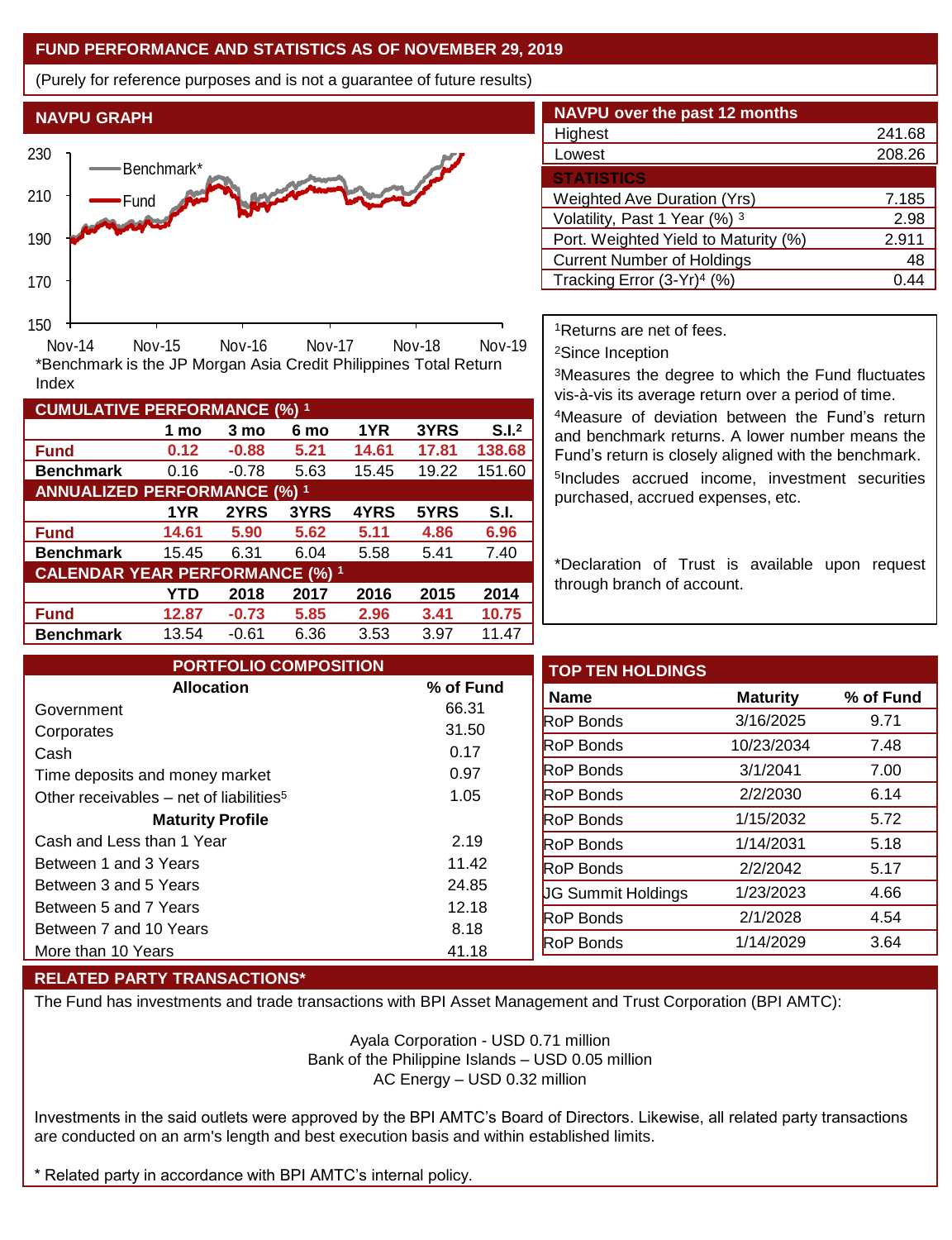## FUND PERFORMANCE AND STATISTICS AS OF NOVEMBER 29, 2019

(Purely for reference purposes and is not a guarantee of future results)

### NAVPU GRAPH

230
210
190
170
150

Benchmark*
Fund

Nov-14 Nov-15 Nov-16 Nov-17 Nov-18 Nov-19

*Benchmark is the JP Morgan Asia Credit Philippines Total Return Index

### NAVPU over the past 12 months

| | |
|---|---|
| Highest | 241.68 |
| Lowest | 208.26 |

### STATISTICS

| | |
|---|---|
| Weighted Ave Duration (Yrs) | 7.185 |
| Volatility, Past 1 Year (%) [3] | 2.98 |
| Port. Weighted Yield to Maturity (%) | 2.911 |
| Current Number of Holdings | 48 |
| Tracking Error (3-Yr)[4] (%) | 0.44 |

### CUMULATIVE PERFORMANCE (%) [1]

| | 1 mo | 3 mo | 6 mo | 1YR | 3YRS | S.I.[2] |
|---|---|---|---|---|---|---|
| **Fund** | **0.12** | **-0.88** | **5.21** | **14.61** | **17.81** | **138.68** |
| **Benchmark** | 0.16 | -0.78 | 5.63 | 15.45 | 19.22 | 151.60 |

### ANNUALIZED PERFORMANCE (%) [1]

| | 1YR | 2YRS | 3YRS | 4YRS | 5YRS | S.I. |
|---|---|---|---|---|---|---|
| **Fund** | **14.61** | **5.90** | **5.62** | **5.11** | **4.86** | **6.96** |
| **Benchmark** | 15.45 | 6.31 | 6.04 | 5.58 | 5.41 | 7.40 |

### CALENDAR YEAR PERFORMANCE (%) [1]

| | YTD | 2018 | 2017 | 2016 | 2015 | 2014 |
|---|---|---|---|---|---|---|
| **Fund** | **12.87** | **-0.73** | **5.85** | **2.96** | **3.41** | **10.75** |
| **Benchmark** | 13.54 | -0.61 | 6.36 | 3.53 | 3.97 | 11.47 |

[1]Returns are net of fees.

[2]Since Inception

[3]Measures the degree to which the Fund fluctuates vis-à-vis its average return over a period of time.

[4]Measure of deviation between the Fund's return and benchmark returns. A lower number means the Fund's return is closely aligned with the benchmark.

[5]Includes accrued income, investment securities purchased, accrued expenses, etc.

*Declaration of Trust is available upon request through branch of account.

### PORTFOLIO COMPOSITION

| Allocation | % of Fund |
|---|---|
| Government | 66.31 |
| Corporates | 31.50 |
| Cash | 0.17 |
| Time deposits and money market | 0.97 |
| Other receivables – net of liabilities[5] | 1.05 |
| **Maturity Profile** | |
| Cash and Less than 1 Year | 2.19 |
| Between 1 and 3 Years | 11.42 |
| Between 3 and 5 Years | 24.85 |
| Between 5 and 7 Years | 12.18 |
| Between 7 and 10 Years | 8.18 |
| More than 10 Years | 41.18 |

### TOP TEN HOLDINGS

| Name | Maturity | % of Fund |
|---|---|---|
| RoP Bonds | 3/16/2025 | 9.71 |
| RoP Bonds | 10/23/2034 | 7.48 |
| RoP Bonds | 3/1/2041 | 7.00 |
| RoP Bonds | 2/2/2030 | 6.14 |
| RoP Bonds | 1/15/2032 | 5.72 |
| RoP Bonds | 1/14/2031 | 5.18 |
| RoP Bonds | 2/2/2042 | 5.17 |
| JG Summit Holdings | 1/23/2023 | 4.66 |
| RoP Bonds | 2/1/2028 | 4.54 |
| RoP Bonds | 1/14/2029 | 3.64 |

### RELATED PARTY TRANSACTIONS*

The Fund has investments and trade transactions with BPI Asset Management and Trust Corporation (BPI AMTC):

Ayala Corporation - USD 0.71 million
Bank of the Philippine Islands – USD 0.05 million
AC Energy – USD 0.32 million

Investments in the said outlets were approved by the BPI AMTC's Board of Directors. Likewise, all related party transactions are conducted on an arm's length and best execution basis and within established limits.

* Related party in accordance with BPI AMTC's internal policy.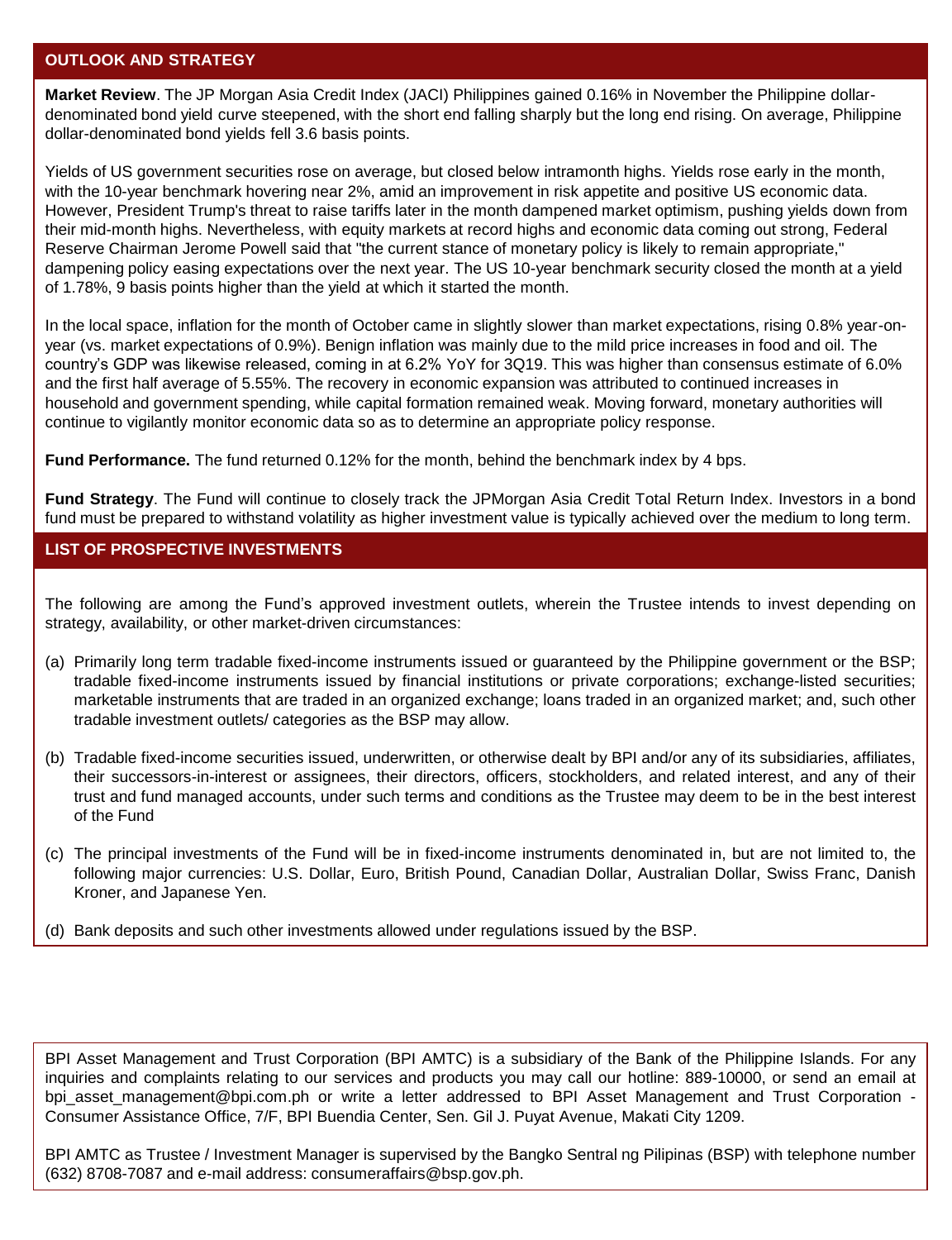## OUTLOOK AND STRATEGY

**Market Review**. The JP Morgan Asia Credit Index (JACI) Philippines gained 0.16% in November the Philippine dollar-denominated bond yield curve steepened, with the short end falling sharply but the long end rising. On average, Philippine dollar-denominated bond yields fell 3.6 basis points.

Yields of US government securities rose on average, but closed below intramonth highs. Yields rose early in the month, with the 10-year benchmark hovering near 2%, amid an improvement in risk appetite and positive US economic data. However, President Trump's threat to raise tariffs later in the month dampened market optimism, pushing yields down from their mid-month highs. Nevertheless, with equity markets at record highs and economic data coming out strong, Federal Reserve Chairman Jerome Powell said that "the current stance of monetary policy is likely to remain appropriate," dampening policy easing expectations over the next year. The US 10-year benchmark security closed the month at a yield of 1.78%, 9 basis points higher than the yield at which it started the month.

In the local space, inflation for the month of October came in slightly slower than market expectations, rising 0.8% year-on-year (vs. market expectations of 0.9%). Benign inflation was mainly due to the mild price increases in food and oil. The country's GDP was likewise released, coming in at 6.2% YoY for 3Q19. This was higher than consensus estimate of 6.0% and the first half average of 5.55%. The recovery in economic expansion was attributed to continued increases in household and government spending, while capital formation remained weak. Moving forward, monetary authorities will continue to vigilantly monitor economic data so as to determine an appropriate policy response.

**Fund Performance.** The fund returned 0.12% for the month, behind the benchmark index by 4 bps.

**Fund Strategy**. The Fund will continue to closely track the JPMorgan Asia Credit Total Return Index. Investors in a bond fund must be prepared to withstand volatility as higher investment value is typically achieved over the medium to long term.

## LIST OF PROSPECTIVE INVESTMENTS

The following are among the Fund's approved investment outlets, wherein the Trustee intends to invest depending on strategy, availability, or other market-driven circumstances:

(a) Primarily long term tradable fixed-income instruments issued or guaranteed by the Philippine government or the BSP; tradable fixed-income instruments issued by financial institutions or private corporations; exchange-listed securities; marketable instruments that are traded in an organized exchange; loans traded in an organized market; and, such other tradable investment outlets/ categories as the BSP may allow.

(b) Tradable fixed-income securities issued, underwritten, or otherwise dealt by BPI and/or any of its subsidiaries, affiliates, their successors-in-interest or assignees, their directors, officers, stockholders, and related interest, and any of their trust and fund managed accounts, under such terms and conditions as the Trustee may deem to be in the best interest of the Fund

(c) The principal investments of the Fund will be in fixed-income instruments denominated in, but are not limited to, the following major currencies: U.S. Dollar, Euro, British Pound, Canadian Dollar, Australian Dollar, Swiss Franc, Danish Kroner, and Japanese Yen.

(d) Bank deposits and such other investments allowed under regulations issued by the BSP.

BPI Asset Management and Trust Corporation (BPI AMTC) is a subsidiary of the Bank of the Philippine Islands. For any inquiries and complaints relating to our services and products you may call our hotline: 889-10000, or send an email at bpi_asset_management@bpi.com.ph or write a letter addressed to BPI Asset Management and Trust Corporation - Consumer Assistance Office, 7/F, BPI Buendia Center, Sen. Gil J. Puyat Avenue, Makati City 1209.

BPI AMTC as Trustee / Investment Manager is supervised by the Bangko Sentral ng Pilipinas (BSP) with telephone number (632) 8708-7087 and e-mail address: consumeraffairs@bsp.gov.ph.